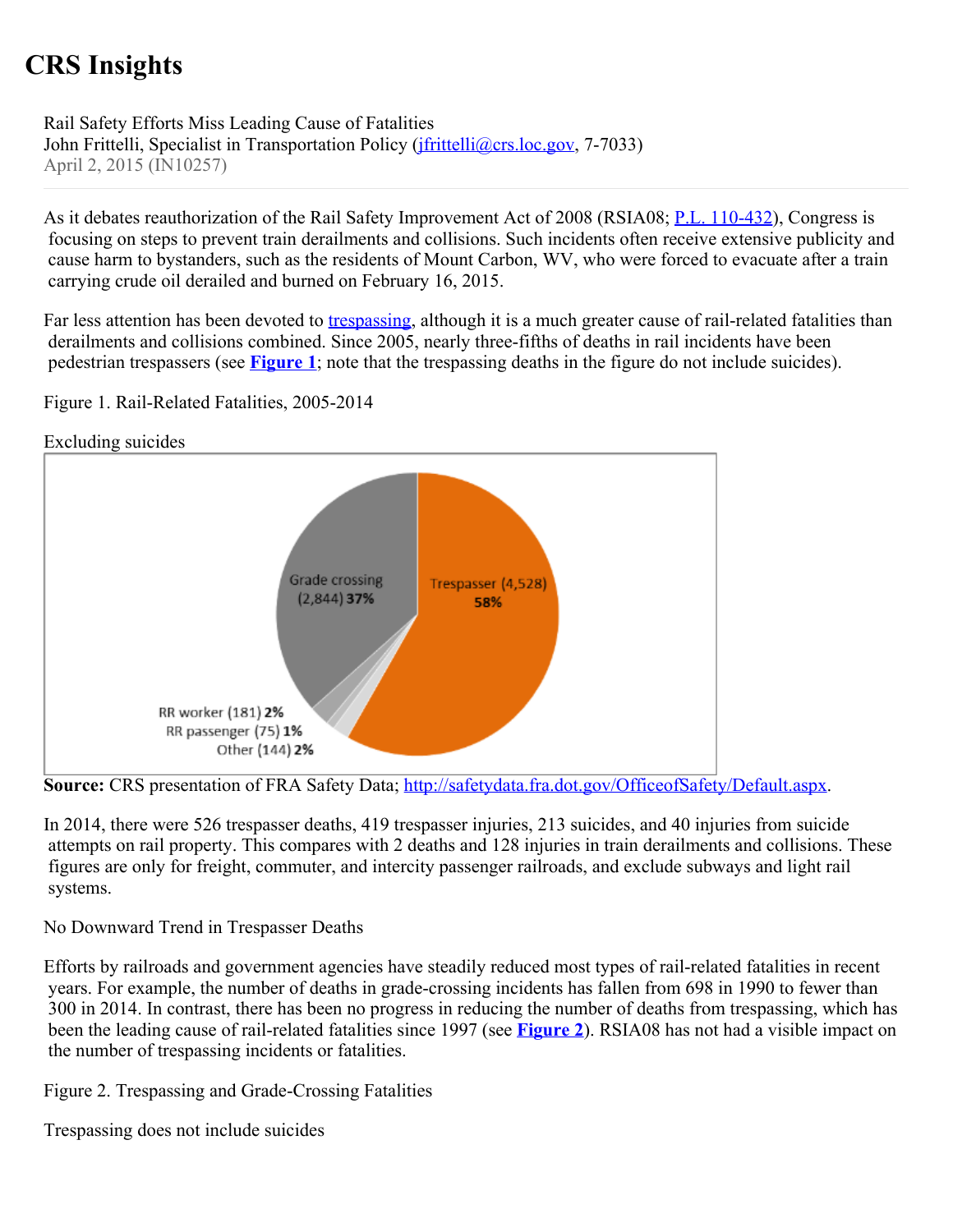# CRS Insights

Rail Safety Efforts Miss Leading Cause of Fatalities
John Frittelli, Specialist in Transportation Policy (jfrittelli@crs.loc.gov, 7-7033)
April 2, 2015 (IN10257)

As it debates reauthorization of the Rail Safety Improvement Act of 2008 (RSIA08; P.L. 110-432), Congress is focusing on steps to prevent train derailments and collisions. Such incidents often receive extensive publicity and cause harm to bystanders, such as the residents of Mount Carbon, WV, who were forced to evacuate after a train carrying crude oil derailed and burned on February 16, 2015.

Far less attention has been devoted to trespassing, although it is a much greater cause of rail-related fatalities than derailments and collisions combined. Since 2005, nearly three-fifths of deaths in rail incidents have been pedestrian trespassers (see **Figure 1**; note that the trespassing deaths in the figure do not include suicides).

Figure 1. Rail-Related Fatalities, 2005-2014

Excluding suicides

**Source:** CRS presentation of FRA Safety Data; http://safetydata.fra.dot.gov/OfficeofSafety/Default.aspx.

In 2014, there were 526 trespasser deaths, 419 trespasser injuries, 213 suicides, and 40 injuries from suicide attempts on rail property. This compares with 2 deaths and 128 injuries in train derailments and collisions. These figures are only for freight, commuter, and intercity passenger railroads, and exclude subways and light rail systems.

## No Downward Trend in Trespasser Deaths

Efforts by railroads and government agencies have steadily reduced most types of rail-related fatalities in recent years. For example, the number of deaths in grade-crossing incidents has fallen from 698 in 1990 to fewer than 300 in 2014. In contrast, there has been no progress in reducing the number of deaths from trespassing, which has been the leading cause of rail-related fatalities since 1997 (see **Figure 2**). RSIA08 has not had a visible impact on the number of trespassing incidents or fatalities.

Figure 2. Trespassing and Grade-Crossing Fatalities

Trespassing does not include suicides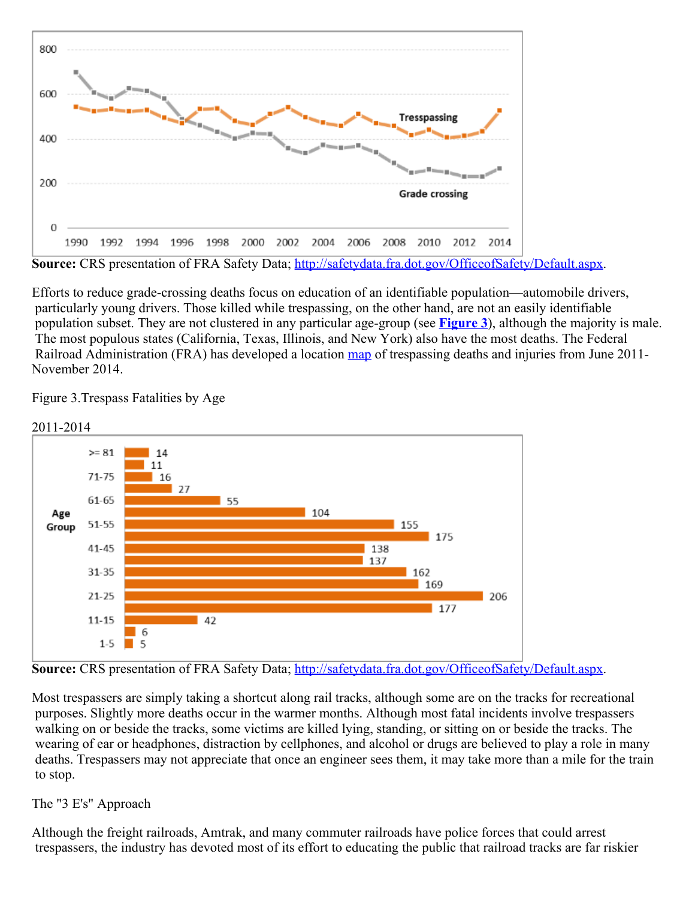Source: CRS presentation of FRA Safety Data; http://safetydata.fra.dot.gov/OfficeofSafety/Default.aspx.

Efforts to reduce grade-crossing deaths focus on education of an identifiable population—automobile drivers, particularly young drivers. Those killed while trespassing, on the other hand, are not an easily identifiable population subset. They are not clustered in any particular age-group (see **Figure 3**), although the majority is male. The most populous states (California, Texas, Illinois, and New York) also have the most deaths. The Federal Railroad Administration (FRA) has developed a location map of trespassing deaths and injuries from June 2011-November 2014.

Figure 3.Trespass Fatalities by Age

2011-2014

**Source:** CRS presentation of FRA Safety Data; http://safetydata.fra.dot.gov/OfficeofSafety/Default.aspx.

Most trespassers are simply taking a shortcut along rail tracks, although some are on the tracks for recreational purposes. Slightly more deaths occur in the warmer months. Although most fatal incidents involve trespassers walking on or beside the tracks, some victims are killed lying, standing, or sitting on or beside the tracks. The wearing of ear or headphones, distraction by cellphones, and alcohol or drugs are believed to play a role in many deaths. Trespassers may not appreciate that once an engineer sees them, it may take more than a mile for the train to stop.

The "3 E's" Approach

Although the freight railroads, Amtrak, and many commuter railroads have police forces that could arrest trespassers, the industry has devoted most of its effort to educating the public that railroad tracks are far riskier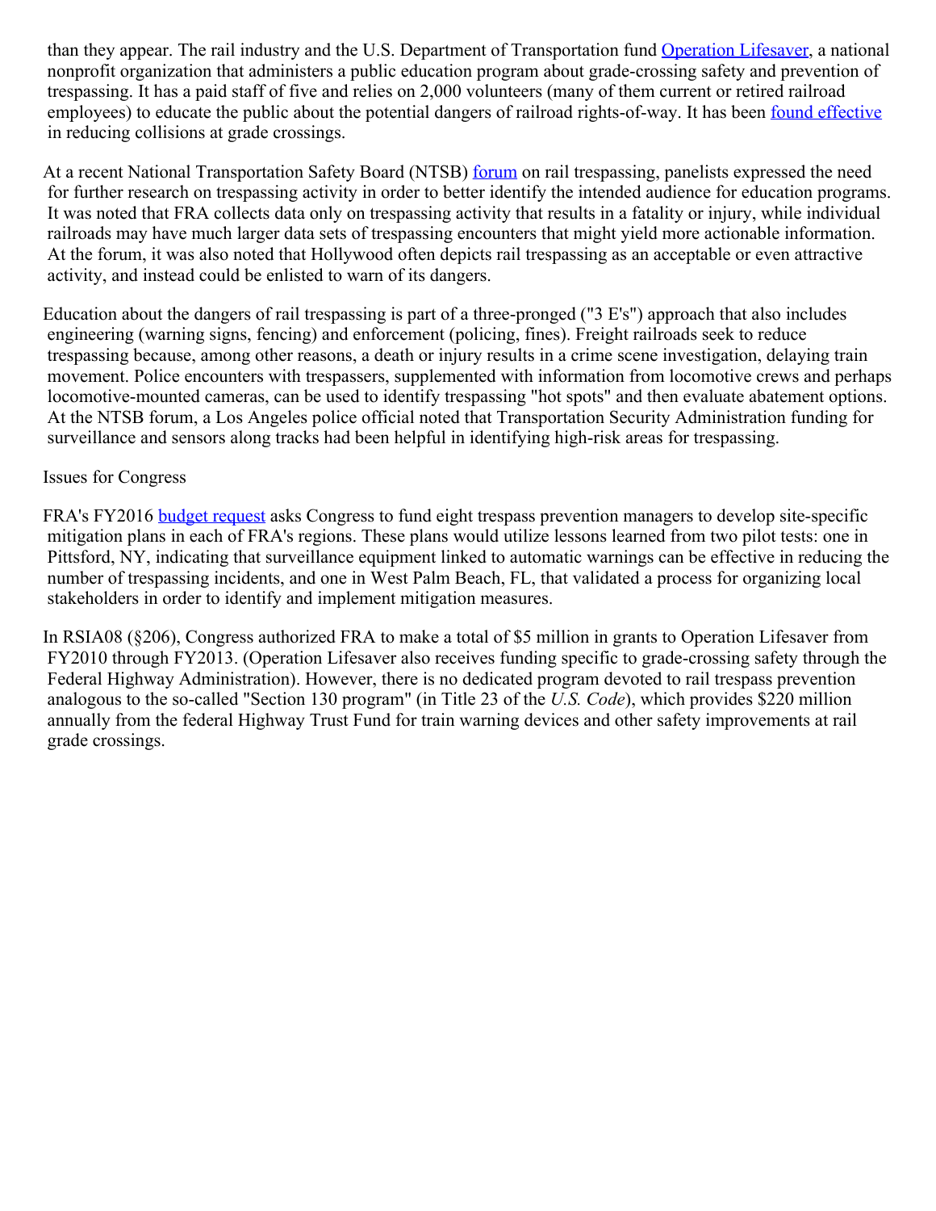than they appear. The rail industry and the U.S. Department of Transportation fund Operation Lifesaver, a national nonprofit organization that administers a public education program about grade-crossing safety and prevention of trespassing. It has a paid staff of five and relies on 2,000 volunteers (many of them current or retired railroad employees) to educate the public about the potential dangers of railroad rights-of-way. It has been found effective in reducing collisions at grade crossings.

At a recent National Transportation Safety Board (NTSB) forum on rail trespassing, panelists expressed the need for further research on trespassing activity in order to better identify the intended audience for education programs. It was noted that FRA collects data only on trespassing activity that results in a fatality or injury, while individual railroads may have much larger data sets of trespassing encounters that might yield more actionable information. At the forum, it was also noted that Hollywood often depicts rail trespassing as an acceptable or even attractive activity, and instead could be enlisted to warn of its dangers.

Education about the dangers of rail trespassing is part of a three-pronged ("3 E's") approach that also includes engineering (warning signs, fencing) and enforcement (policing, fines). Freight railroads seek to reduce trespassing because, among other reasons, a death or injury results in a crime scene investigation, delaying train movement. Police encounters with trespassers, supplemented with information from locomotive crews and perhaps locomotive-mounted cameras, can be used to identify trespassing "hot spots" and then evaluate abatement options. At the NTSB forum, a Los Angeles police official noted that Transportation Security Administration funding for surveillance and sensors along tracks had been helpful in identifying high-risk areas for trespassing.

## Issues for Congress

FRA's FY2016 budget request asks Congress to fund eight trespass prevention managers to develop site-specific mitigation plans in each of FRA's regions. These plans would utilize lessons learned from two pilot tests: one in Pittsford, NY, indicating that surveillance equipment linked to automatic warnings can be effective in reducing the number of trespassing incidents, and one in West Palm Beach, FL, that validated a process for organizing local stakeholders in order to identify and implement mitigation measures.

In RSIA08 (§206), Congress authorized FRA to make a total of $5 million in grants to Operation Lifesaver from FY2010 through FY2013. (Operation Lifesaver also receives funding specific to grade-crossing safety through the Federal Highway Administration). However, there is no dedicated program devoted to rail trespass prevention analogous to the so-called "Section 130 program" (in Title 23 of the *U.S. Code*), which provides $220 million annually from the federal Highway Trust Fund for train warning devices and other safety improvements at rail grade crossings.